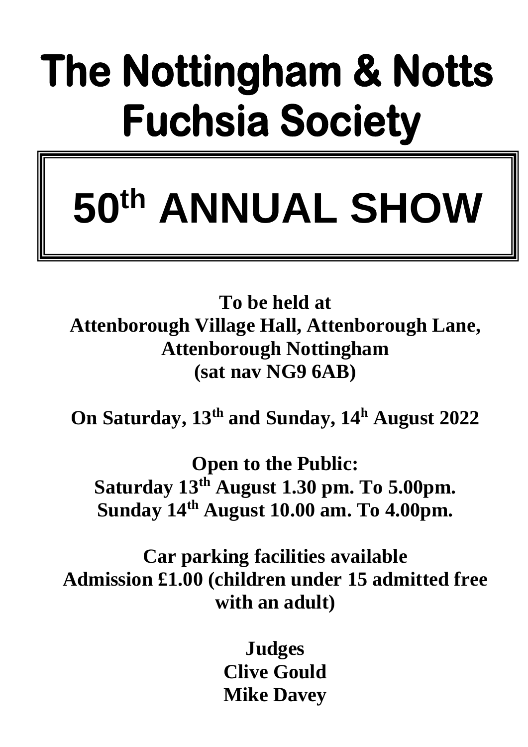# The Nottingham & Notts Fuchsia Society

# 50th ANNUAL SHOW

**To be held at**
**Attenborough Village Hall, Attenborough Lane,**
**Attenborough Nottingham**
**(sat nav NG9 6AB)**

**On Saturday, 13th and Sunday, 14h August 2022**

**Open to the Public:**
**Saturday 13th August 1.30 pm. To 5.00pm.**
**Sunday 14th August 10.00 am. To 4.00pm.**

**Car parking facilities available**
**Admission £1.00 (children under 15 admitted free with an adult)**

**Judges**
**Clive Gould**
**Mike Davey**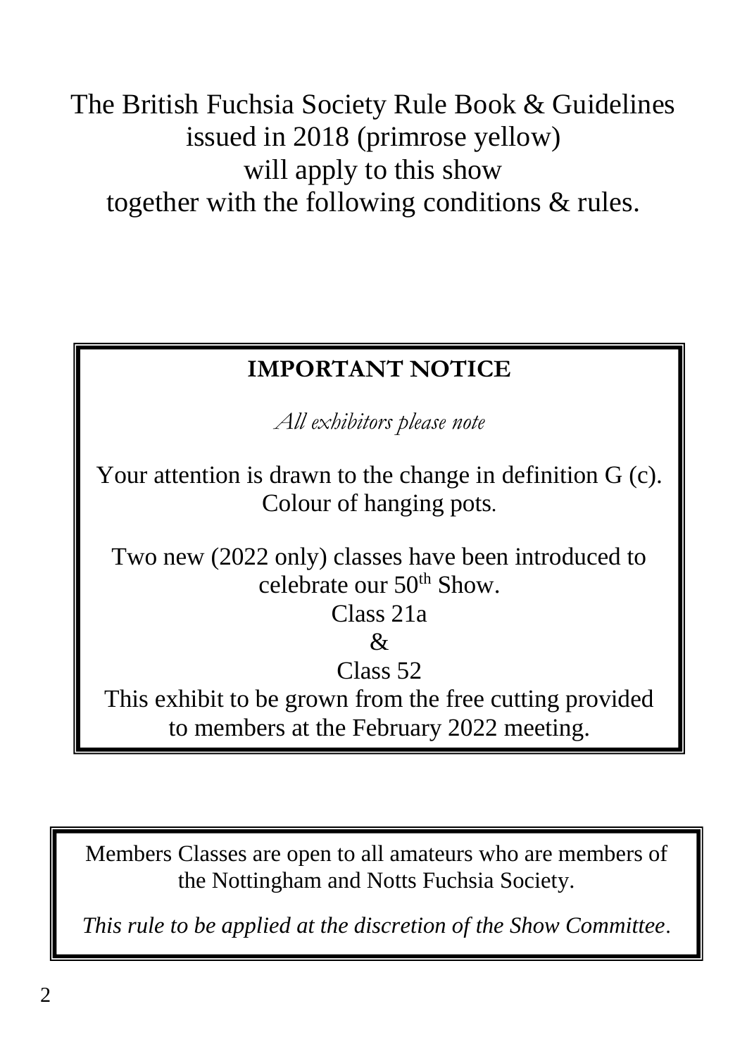The British Fuchsia Society Rule Book & Guidelines issued in 2018 (primrose yellow) will apply to this show together with the following conditions & rules.

## IMPORTANT NOTICE

*All exhibitors please note*

Your attention is drawn to the change in definition G (c). Colour of hanging pots.

Two new (2022 only) classes have been introduced to celebrate our 50th Show.

Class 21a

&

Class 52

This exhibit to be grown from the free cutting provided to members at the February 2022 meeting.

---

Members Classes are open to all amateurs who are members of the Nottingham and Notts Fuchsia Society.

*This rule to be applied at the discretion of the Show Committee.*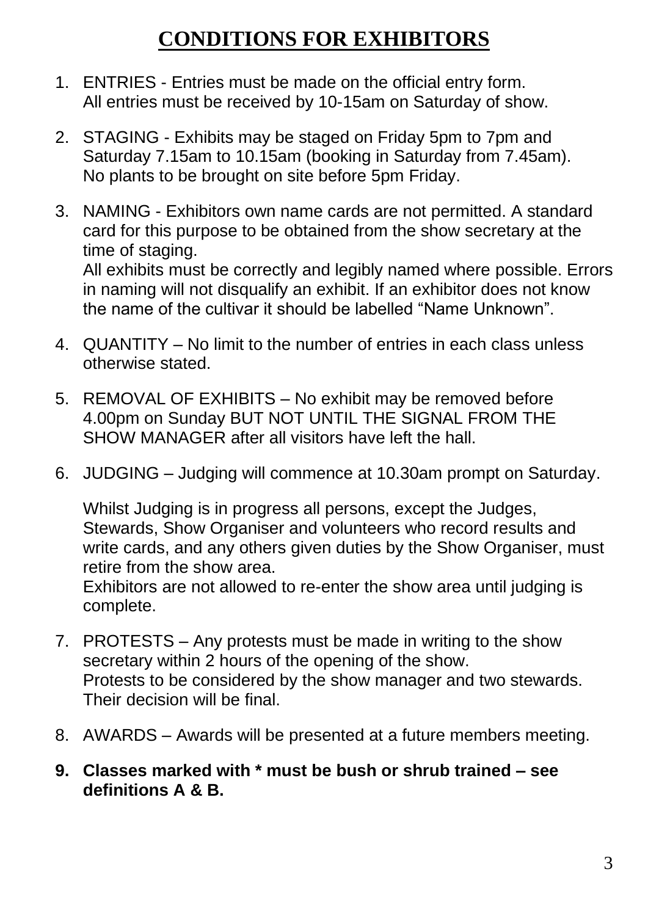# CONDITIONS FOR EXHIBITORS

1. ENTRIES - Entries must be made on the official entry form. All entries must be received by 10-15am on Saturday of show.

2. STAGING - Exhibits may be staged on Friday 5pm to 7pm and Saturday 7.15am to 10.15am (booking in Saturday from 7.45am). No plants to be brought on site before 5pm Friday.

3. NAMING - Exhibitors own name cards are not permitted. A standard card for this purpose to be obtained from the show secretary at the time of staging.
   All exhibits must be correctly and legibly named where possible. Errors in naming will not disqualify an exhibit. If an exhibitor does not know the name of the cultivar it should be labelled "Name Unknown".

4. QUANTITY – No limit to the number of entries in each class unless otherwise stated.

5. REMOVAL OF EXHIBITS – No exhibit may be removed before 4.00pm on Sunday BUT NOT UNTIL THE SIGNAL FROM THE SHOW MANAGER after all visitors have left the hall.

6. JUDGING – Judging will commence at 10.30am prompt on Saturday.

   Whilst Judging is in progress all persons, except the Judges, Stewards, Show Organiser and volunteers who record results and write cards, and any others given duties by the Show Organiser, must retire from the show area.
   Exhibitors are not allowed to re-enter the show area until judging is complete.

7. PROTESTS – Any protests must be made in writing to the show secretary within 2 hours of the opening of the show.
   Protests to be considered by the show manager and two stewards. Their decision will be final.

8. AWARDS – Awards will be presented at a future members meeting.

9. **Classes marked with * must be bush or shrub trained – see definitions A & B.**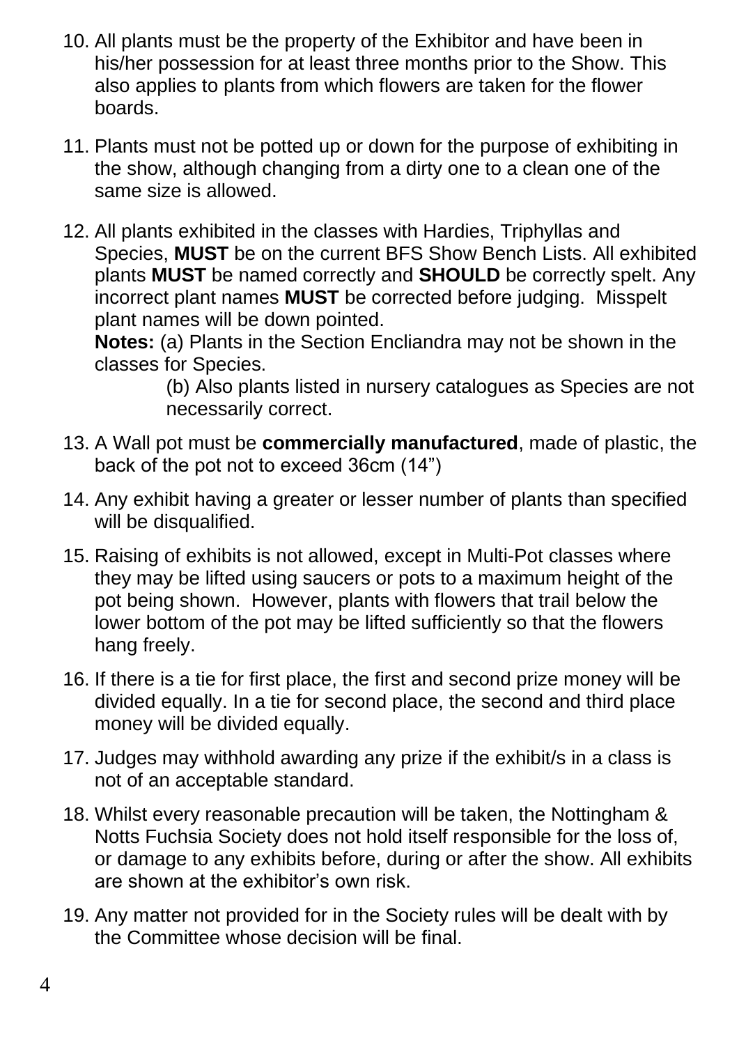10. All plants must be the property of the Exhibitor and have been in his/her possession for at least three months prior to the Show. This also applies to plants from which flowers are taken for the flower boards.

11. Plants must not be potted up or down for the purpose of exhibiting in the show, although changing from a dirty one to a clean one of the same size is allowed.

12. All plants exhibited in the classes with Hardies, Triphyllas and Species, **MUST** be on the current BFS Show Bench Lists. All exhibited plants **MUST** be named correctly and **SHOULD** be correctly spelt. Any incorrect plant names **MUST** be corrected before judging. Misspelt plant names will be down pointed.
    **Notes:** (a) Plants in the Section Encliandra may not be shown in the classes for Species.
    (b) Also plants listed in nursery catalogues as Species are not necessarily correct.

13. A Wall pot must be **commercially manufactured**, made of plastic, the back of the pot not to exceed 36cm (14")

14. Any exhibit having a greater or lesser number of plants than specified will be disqualified.

15. Raising of exhibits is not allowed, except in Multi-Pot classes where they may be lifted using saucers or pots to a maximum height of the pot being shown. However, plants with flowers that trail below the lower bottom of the pot may be lifted sufficiently so that the flowers hang freely.

16. If there is a tie for first place, the first and second prize money will be divided equally. In a tie for second place, the second and third place money will be divided equally.

17. Judges may withhold awarding any prize if the exhibit/s in a class is not of an acceptable standard.

18. Whilst every reasonable precaution will be taken, the Nottingham & Notts Fuchsia Society does not hold itself responsible for the loss of, or damage to any exhibits before, during or after the show. All exhibits are shown at the exhibitor's own risk.

19. Any matter not provided for in the Society rules will be dealt with by the Committee whose decision will be final.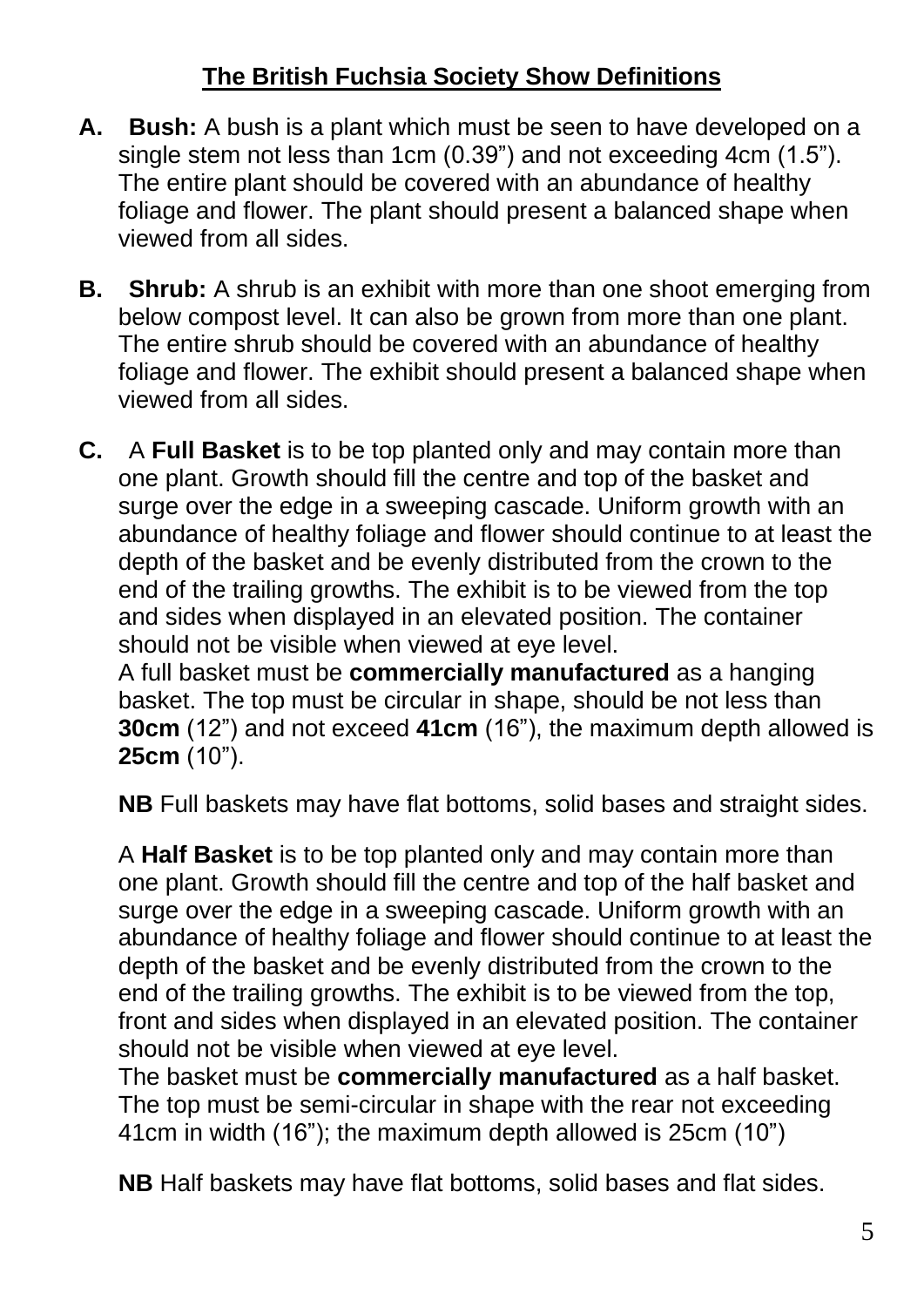# **The British Fuchsia Society Show Definitions**

**A. Bush:** A bush is a plant which must be seen to have developed on a single stem not less than 1cm (0.39") and not exceeding 4cm (1.5"). The entire plant should be covered with an abundance of healthy foliage and flower. The plant should present a balanced shape when viewed from all sides.

**B. Shrub:** A shrub is an exhibit with more than one shoot emerging from below compost level. It can also be grown from more than one plant. The entire shrub should be covered with an abundance of healthy foliage and flower. The exhibit should present a balanced shape when viewed from all sides.

**C.** A **Full Basket** is to be top planted only and may contain more than one plant. Growth should fill the centre and top of the basket and surge over the edge in a sweeping cascade. Uniform growth with an abundance of healthy foliage and flower should continue to at least the depth of the basket and be evenly distributed from the crown to the end of the trailing growths. The exhibit is to be viewed from the top and sides when displayed in an elevated position. The container should not be visible when viewed at eye level.
A full basket must be **commercially manufactured** as a hanging basket. The top must be circular in shape, should be not less than **30cm** (12") and not exceed **41cm** (16"), the maximum depth allowed is **25cm** (10").

**NB** Full baskets may have flat bottoms, solid bases and straight sides.

A **Half Basket** is to be top planted only and may contain more than one plant. Growth should fill the centre and top of the half basket and surge over the edge in a sweeping cascade. Uniform growth with an abundance of healthy foliage and flower should continue to at least the depth of the basket and be evenly distributed from the crown to the end of the trailing growths. The exhibit is to be viewed from the top, front and sides when displayed in an elevated position. The container should not be visible when viewed at eye level.
The basket must be **commercially manufactured** as a half basket. The top must be semi-circular in shape with the rear not exceeding 41cm in width (16"); the maximum depth allowed is 25cm (10")

**NB** Half baskets may have flat bottoms, solid bases and flat sides.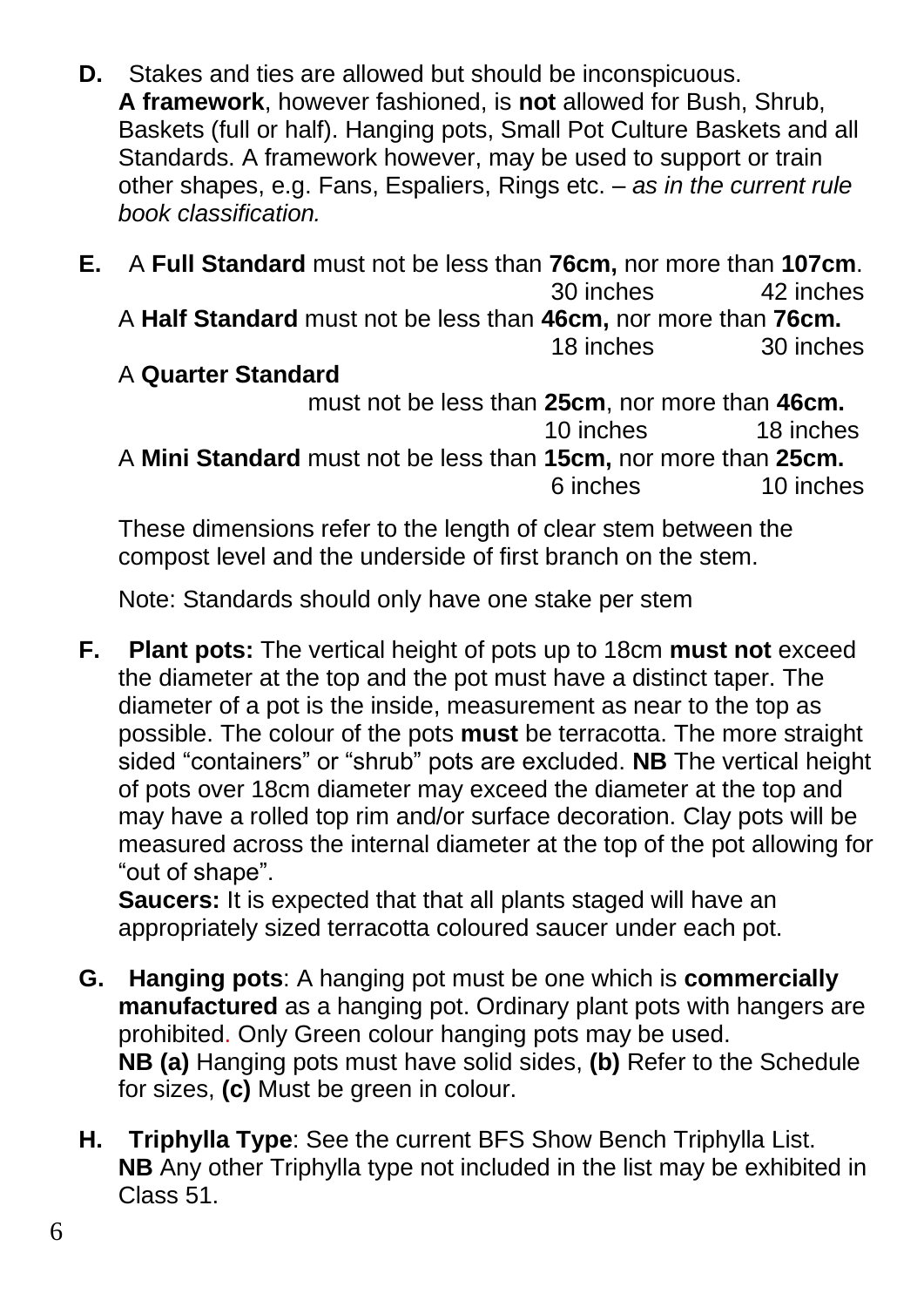**D.** Stakes and ties are allowed but should be inconspicuous.
**A framework**, however fashioned, is **not** allowed for Bush, Shrub, Baskets (full or half). Hanging pots, Small Pot Culture Baskets and all Standards. A framework however, may be used to support or train other shapes, e.g. Fans, Espaliers, Rings etc. – *as in the current rule book classification.*

**E.** A **Full Standard** must not be less than **76cm,** nor more than **107cm**.
30 inches 42 inches
A **Half Standard** must not be less than **46cm,** nor more than **76cm.**
18 inches 30 inches
A **Quarter Standard**
must not be less than **25cm**, nor more than **46cm.**
10 inches 18 inches
A **Mini Standard** must not be less than **15cm,** nor more than **25cm.**
6 inches 10 inches

These dimensions refer to the length of clear stem between the compost level and the underside of first branch on the stem.

Note: Standards should only have one stake per stem

**F.** **Plant pots:** The vertical height of pots up to 18cm **must not** exceed the diameter at the top and the pot must have a distinct taper. The diameter of a pot is the inside, measurement as near to the top as possible. The colour of the pots **must** be terracotta. The more straight sided "containers" or "shrub" pots are excluded. **NB** The vertical height of pots over 18cm diameter may exceed the diameter at the top and may have a rolled top rim and/or surface decoration. Clay pots will be measured across the internal diameter at the top of the pot allowing for "out of shape".
**Saucers:** It is expected that that all plants staged will have an appropriately sized terracotta coloured saucer under each pot.

**G.** **Hanging pots**: A hanging pot must be one which is **commercially manufactured** as a hanging pot. Ordinary plant pots with hangers are prohibited. Only Green colour hanging pots may be used.
**NB (a)** Hanging pots must have solid sides, **(b)** Refer to the Schedule for sizes, **(c)** Must be green in colour.

**H.** **Triphylla Type**: See the current BFS Show Bench Triphylla List.
**NB** Any other Triphylla type not included in the list may be exhibited in Class 51.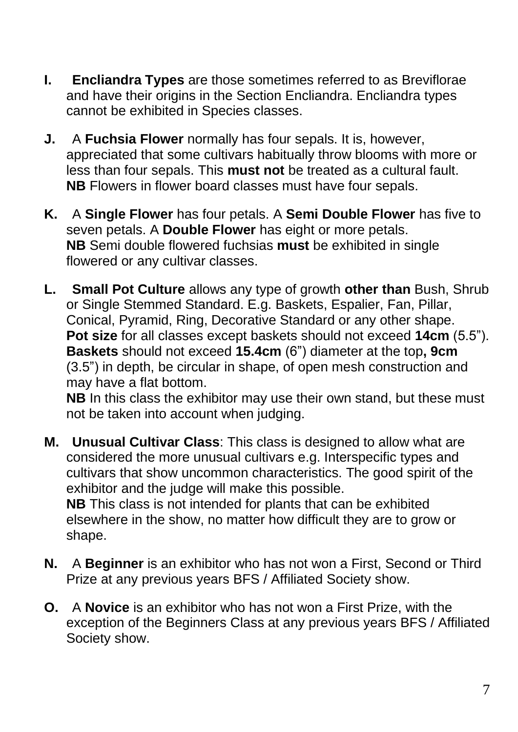**I.** **Encliandra Types** are those sometimes referred to as Breviflorae and have their origins in the Section Encliandra. Encliandra types cannot be exhibited in Species classes.

**J.** A **Fuchsia Flower** normally has four sepals. It is, however, appreciated that some cultivars habitually throw blooms with more or less than four sepals. This **must not** be treated as a cultural fault.
**NB** Flowers in flower board classes must have four sepals.

**K.** A **Single Flower** has four petals. A **Semi Double Flower** has five to seven petals. A **Double Flower** has eight or more petals.
**NB** Semi double flowered fuchsias **must** be exhibited in single flowered or any cultivar classes.

**L.** **Small Pot Culture** allows any type of growth **other than** Bush, Shrub or Single Stemmed Standard. E.g. Baskets, Espalier, Fan, Pillar, Conical, Pyramid, Ring, Decorative Standard or any other shape.
**Pot size** for all classes except baskets should not exceed **14cm** (5.5”).
**Baskets** should not exceed **15.4cm** (6”) diameter at the top**, 9cm** (3.5”) in depth, be circular in shape, of open mesh construction and may have a flat bottom.
**NB** In this class the exhibitor may use their own stand, but these must not be taken into account when judging.

**M.** **Unusual Cultivar Class**: This class is designed to allow what are considered the more unusual cultivars e.g. Interspecific types and cultivars that show uncommon characteristics. The good spirit of the exhibitor and the judge will make this possible.
**NB** This class is not intended for plants that can be exhibited elsewhere in the show, no matter how difficult they are to grow or shape.

**N.** A **Beginner** is an exhibitor who has not won a First, Second or Third Prize at any previous years BFS / Affiliated Society show.

**O.** A **Novice** is an exhibitor who has not won a First Prize, with the exception of the Beginners Class at any previous years BFS / Affiliated Society show.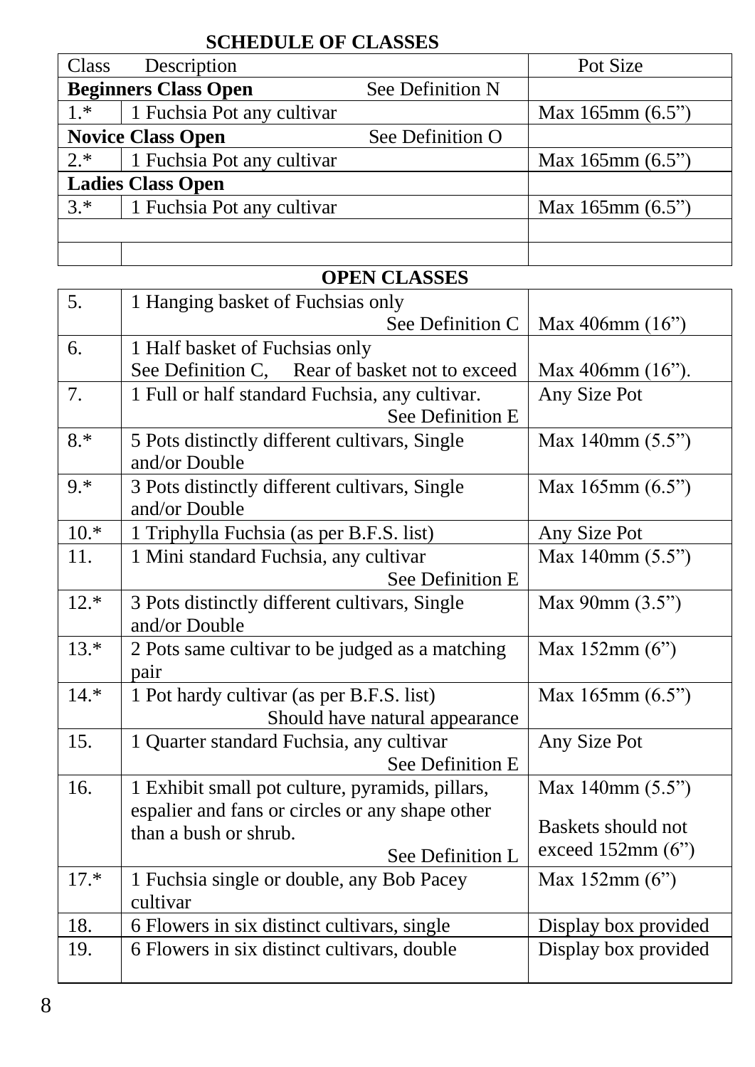## SCHEDULE OF CLASSES

| Class | Description | Pot Size |
|---|---|---|
| **Beginners Class Open** | See Definition N | |
| 1.* | 1 Fuchsia Pot any cultivar | Max 165mm (6.5") |
| **Novice Class Open** | See Definition O | |
| 2.* | 1 Fuchsia Pot any cultivar | Max 165mm (6.5") |
| **Ladies Class Open** | | |
| 3.* | 1 Fuchsia Pot any cultivar | Max 165mm (6.5") |
| | | |
| | | |

## OPEN CLASSES

| Class | Description | Pot Size |
|---|---|---|
| 5. | 1 Hanging basket of Fuchsias only See Definition C | Max 406mm (16") |
| 6. | 1 Half basket of Fuchsias only See Definition C, Rear of basket not to exceed | Max 406mm (16"). |
| 7. | 1 Full or half standard Fuchsia, any cultivar. See Definition E | Any Size Pot |
| 8.* | 5 Pots distinctly different cultivars, Single and/or Double | Max 140mm (5.5") |
| 9.* | 3 Pots distinctly different cultivars, Single and/or Double | Max 165mm (6.5") |
| 10.* | 1 Triphylla Fuchsia (as per B.F.S. list) | Any Size Pot |
| 11. | 1 Mini standard Fuchsia, any cultivar See Definition E | Max 140mm (5.5") |
| 12.* | 3 Pots distinctly different cultivars, Single and/or Double | Max 90mm (3.5") |
| 13.* | 2 Pots same cultivar to be judged as a matching pair | Max 152mm (6") |
| 14.* | 1 Pot hardy cultivar (as per B.F.S. list) Should have natural appearance | Max 165mm (6.5") |
| 15. | 1 Quarter standard Fuchsia, any cultivar See Definition E | Any Size Pot |
| 16. | 1 Exhibit small pot culture, pyramids, pillars, espalier and fans or circles or any shape other than a bush or shrub. See Definition L | Max 140mm (5.5") Baskets should not exceed 152mm (6") |
| 17.* | 1 Fuchsia single or double, any Bob Pacey cultivar | Max 152mm (6") |
| 18. | 6 Flowers in six distinct cultivars, single | Display box provided |
| 19. | 6 Flowers in six distinct cultivars, double | Display box provided |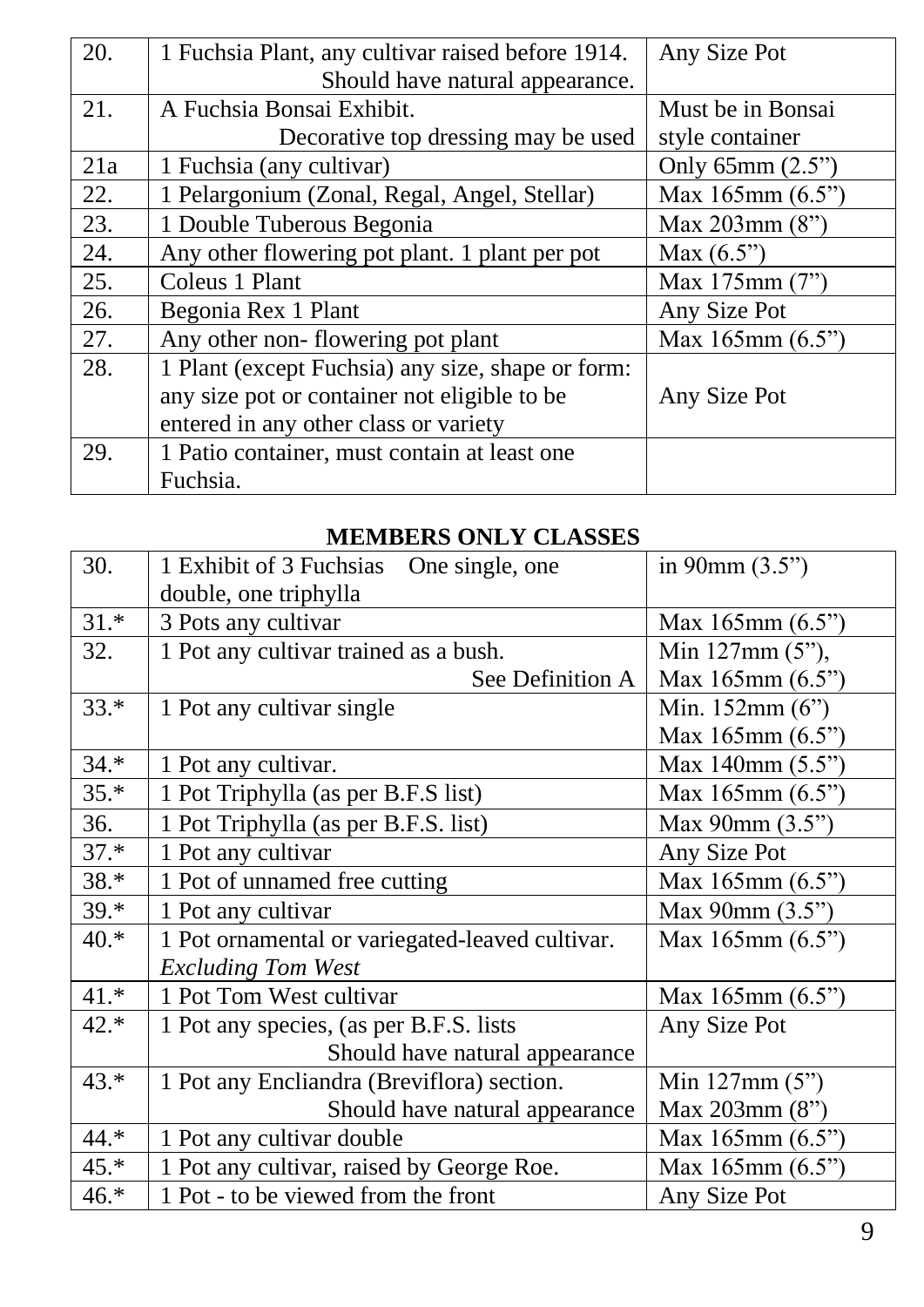| | | |
|---|---|---|
| 20. | 1 Fuchsia Plant, any cultivar raised before 1914. Should have natural appearance. | Any Size Pot |
| 21. | A Fuchsia Bonsai Exhibit. Decorative top dressing may be used | Must be in Bonsai style container |
| 21a | 1 Fuchsia (any cultivar) | Only 65mm (2.5”) |
| 22. | 1 Pelargonium (Zonal, Regal, Angel, Stellar) | Max 165mm (6.5”) |
| 23. | 1 Double Tuberous Begonia | Max 203mm (8”) |
| 24. | Any other flowering pot plant. 1 plant per pot | Max (6.5”) |
| 25. | Coleus 1 Plant | Max 175mm (7”) |
| 26. | Begonia Rex 1 Plant | Any Size Pot |
| 27. | Any other non- flowering pot plant | Max 165mm (6.5”) |
| 28. | 1 Plant (except Fuchsia) any size, shape or form: any size pot or container not eligible to be entered in any other class or variety | Any Size Pot |
| 29. | 1 Patio container, must contain at least one Fuchsia. | |

**MEMBERS ONLY CLASSES**

| | | |
|---|---|---|
| 30. | 1 Exhibit of 3 Fuchsias One single, one double, one triphylla | in 90mm (3.5”) |
| 31.* | 3 Pots any cultivar | Max 165mm (6.5”) |
| 32. | 1 Pot any cultivar trained as a bush. See Definition A | Min 127mm (5”), Max 165mm (6.5”) |
| 33.* | 1 Pot any cultivar single | Min. 152mm (6”) Max 165mm (6.5”) |
| 34.* | 1 Pot any cultivar. | Max 140mm (5.5”) |
| 35.* | 1 Pot Triphylla (as per B.F.S list) | Max 165mm (6.5”) |
| 36. | 1 Pot Triphylla (as per B.F.S. list) | Max 90mm (3.5”) |
| 37.* | 1 Pot any cultivar | Any Size Pot |
| 38.* | 1 Pot of unnamed free cutting | Max 165mm (6.5”) |
| 39.* | 1 Pot any cultivar | Max 90mm (3.5”) |
| 40.* | 1 Pot ornamental or variegated-leaved cultivar. *Excluding Tom West* | Max 165mm (6.5”) |
| 41.* | 1 Pot Tom West cultivar | Max 165mm (6.5”) |
| 42.* | 1 Pot any species, (as per B.F.S. lists Should have natural appearance | Any Size Pot |
| 43.* | 1 Pot any Encliandra (Breviflora) section. Should have natural appearance | Min 127mm (5”) Max 203mm (8”) |
| 44.* | 1 Pot any cultivar double | Max 165mm (6.5”) |
| 45.* | 1 Pot any cultivar, raised by George Roe. | Max 165mm (6.5”) |
| 46.* | 1 Pot - to be viewed from the front | Any Size Pot |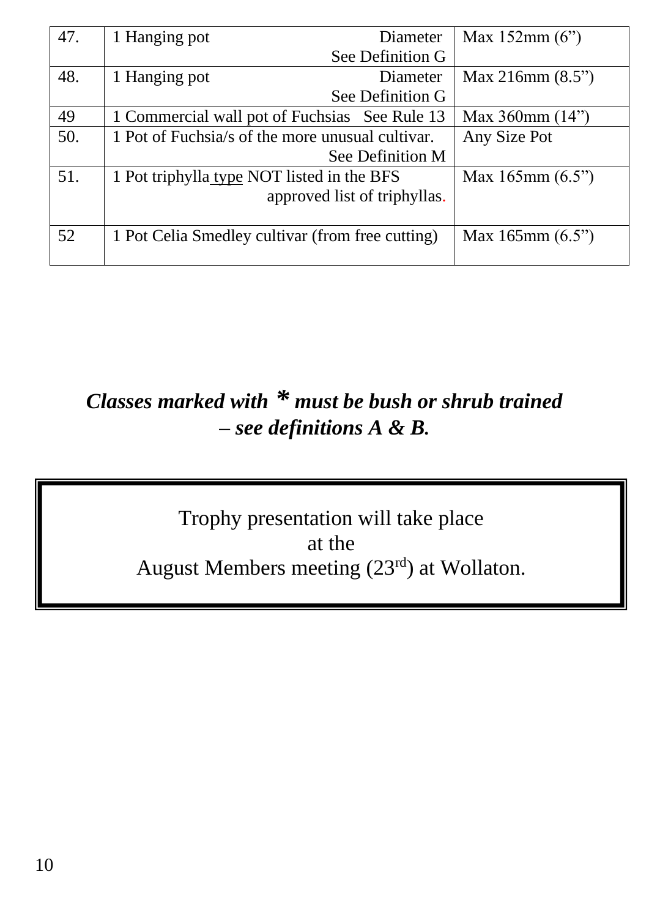| 47. | 1 Hanging pot Diameter See Definition G | Max 152mm (6”) |
|---|---|---|
| 48. | 1 Hanging pot Diameter See Definition G | Max 216mm (8.5”) |
| 49 | 1 Commercial wall pot of Fuchsias See Rule 13 | Max 360mm (14”) |
| 50. | 1 Pot of Fuchsia/s of the more unusual cultivar. See Definition M | Any Size Pot |
| 51. | 1 Pot triphylla type NOT listed in the BFS approved list of triphyllas. | Max 165mm (6.5”) |
| 52 | 1 Pot Celia Smedley cultivar (from free cutting) | Max 165mm (6.5”) |

***Classes marked with * must be bush or shrub trained – see definitions A & B.***

Trophy presentation will take place
at the
August Members meeting (23rd) at Wollaton.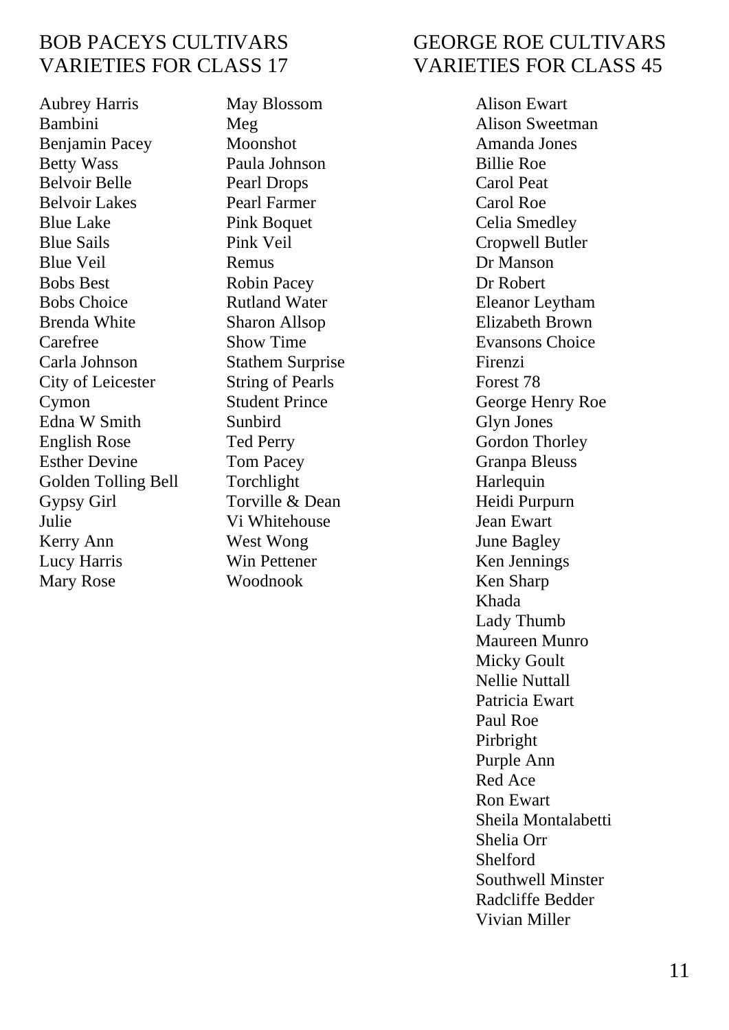## BOB PACEYS CULTIVARS
## VARIETIES FOR CLASS 17

Aubrey Harris
Bambini
Benjamin Pacey
Betty Wass
Belvoir Belle
Belvoir Lakes
Blue Lake
Blue Sails
Blue Veil
Bobs Best
Bobs Choice
Brenda White
Carefree
Carla Johnson
City of Leicester
Cymon
Edna W Smith
English Rose
Esther Devine
Golden Tolling Bell
Gypsy Girl
Julie
Kerry Ann
Lucy Harris
Mary Rose
May Blossom
Meg
Moonshot
Paula Johnson
Pearl Drops
Pearl Farmer
Pink Boquet
Pink Veil
Remus
Robin Pacey
Rutland Water
Sharon Allsop
Show Time
Stathem Surprise
String of Pearls
Student Prince
Sunbird
Ted Perry
Tom Pacey
Torchlight
Torville & Dean
Vi Whitehouse
West Wong
Win Pettener
Woodnook

## GEORGE ROE CULTIVARS
## VARIETIES FOR CLASS 45

Alison Ewart
Alison Sweetman
Amanda Jones
Billie Roe
Carol Peat
Carol Roe
Celia Smedley
Cropwell Butler
Dr Manson
Dr Robert
Eleanor Leytham
Elizabeth Brown
Evansons Choice
Firenzi
Forest 78
George Henry Roe
Glyn Jones
Gordon Thorley
Granpa Bleuss
Harlequin
Heidi Purpurn
Jean Ewart
June Bagley
Ken Jennings
Ken Sharp
Khada
Lady Thumb
Maureen Munro
Micky Goult
Nellie Nuttall
Patricia Ewart
Paul Roe
Pirbright
Purple Ann
Red Ace
Ron Ewart
Sheila Montalabetti
Shelia Orr
Shelford
Southwell Minster
Radcliffe Bedder
Vivian Miller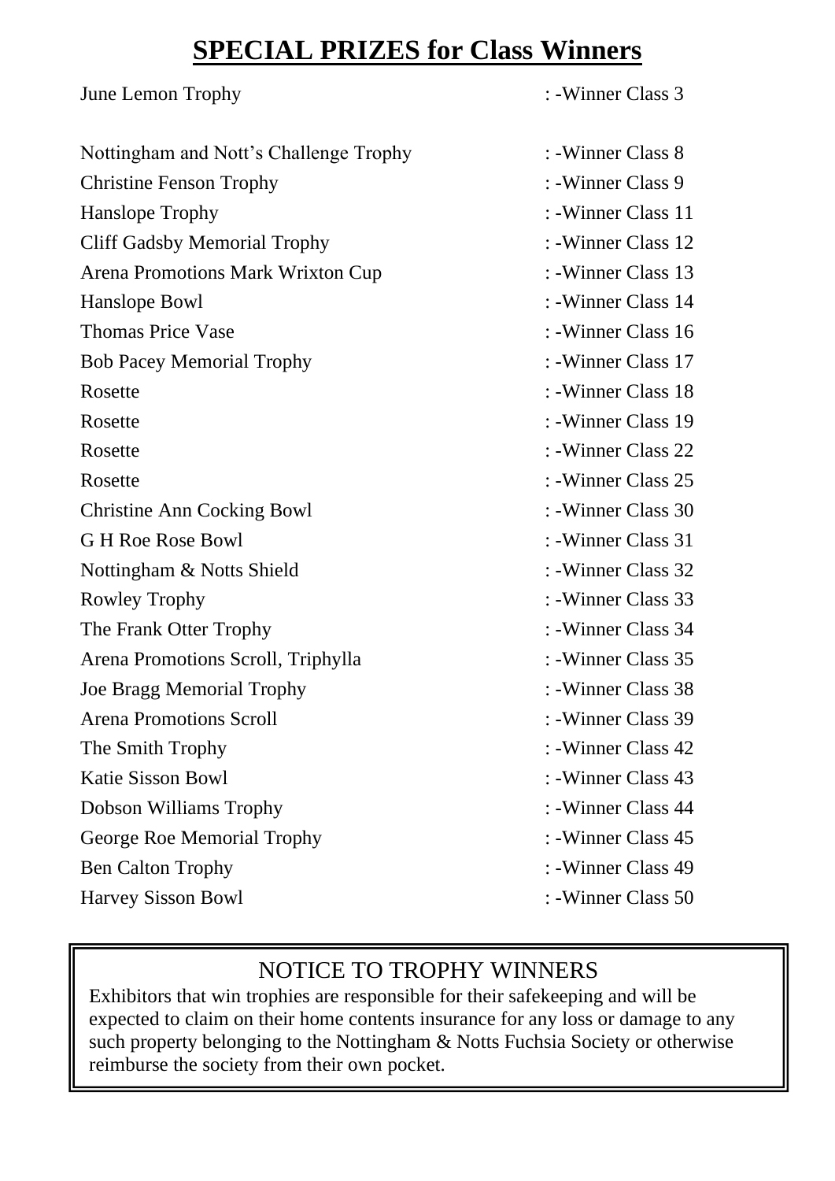# SPECIAL PRIZES for Class Winners

| | |
|---|---|
| June Lemon Trophy | : -Winner Class 3 |
| Nottingham and Nott's Challenge Trophy | : -Winner Class 8 |
| Christine Fenson Trophy | : -Winner Class 9 |
| Hanslope Trophy | : -Winner Class 11 |
| Cliff Gadsby Memorial Trophy | : -Winner Class 12 |
| Arena Promotions Mark Wrixton Cup | : -Winner Class 13 |
| Hanslope Bowl | : -Winner Class 14 |
| Thomas Price Vase | : -Winner Class 16 |
| Bob Pacey Memorial Trophy | : -Winner Class 17 |
| Rosette | : -Winner Class 18 |
| Rosette | : -Winner Class 19 |
| Rosette | : -Winner Class 22 |
| Rosette | : -Winner Class 25 |
| Christine Ann Cocking Bowl | : -Winner Class 30 |
| G H Roe Rose Bowl | : -Winner Class 31 |
| Nottingham & Notts Shield | : -Winner Class 32 |
| Rowley Trophy | : -Winner Class 33 |
| The Frank Otter Trophy | : -Winner Class 34 |
| Arena Promotions Scroll, Triphylla | : -Winner Class 35 |
| Joe Bragg Memorial Trophy | : -Winner Class 38 |
| Arena Promotions Scroll | : -Winner Class 39 |
| The Smith Trophy | : -Winner Class 42 |
| Katie Sisson Bowl | : -Winner Class 43 |
| Dobson Williams Trophy | : -Winner Class 44 |
| George Roe Memorial Trophy | : -Winner Class 45 |
| Ben Calton Trophy | : -Winner Class 49 |
| Harvey Sisson Bowl | : -Winner Class 50 |

## NOTICE TO TROPHY WINNERS

Exhibitors that win trophies are responsible for their safekeeping and will be expected to claim on their home contents insurance for any loss or damage to any such property belonging to the Nottingham & Notts Fuchsia Society or otherwise reimburse the society from their own pocket.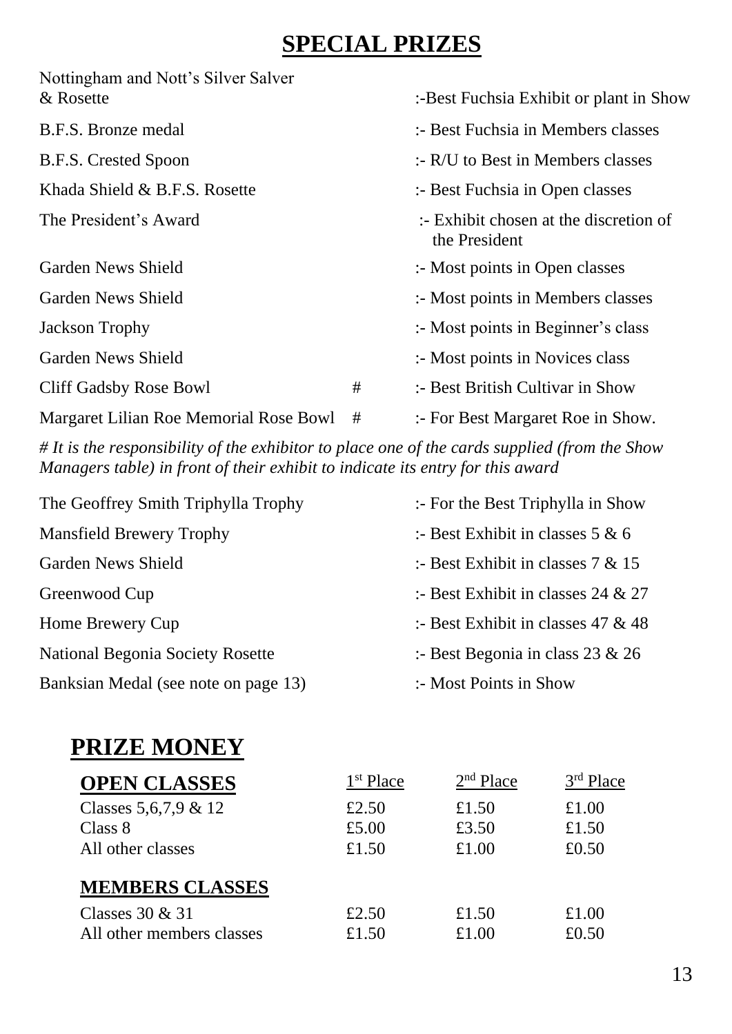# SPECIAL PRIZES

| | | |
|---|---|---|
| Nottingham and Nott's Silver Salver & Rosette | | :-Best Fuchsia Exhibit or plant in Show |
| B.F.S. Bronze medal | | :- Best Fuchsia in Members classes |
| B.F.S. Crested Spoon | | :- R/U to Best in Members classes |
| Khada Shield & B.F.S. Rosette | | :- Best Fuchsia in Open classes |
| The President's Award | | :- Exhibit chosen at the discretion of the President |
| Garden News Shield | | :- Most points in Open classes |
| Garden News Shield | | :- Most points in Members classes |
| Jackson Trophy | | :- Most points in Beginner's class |
| Garden News Shield | | :- Most points in Novices class |
| Cliff Gadsby Rose Bowl | # | :- Best British Cultivar in Show |
| Margaret Lilian Roe Memorial Rose Bowl | # | :- For Best Margaret Roe in Show. |

*# It is the responsibility of the exhibitor to place one of the cards supplied (from the Show Managers table) in front of their exhibit to indicate its entry for this award*

| | |
|---|---|
| The Geoffrey Smith Triphylla Trophy | :- For the Best Triphylla in Show |
| Mansfield Brewery Trophy | :- Best Exhibit in classes 5 & 6 |
| Garden News Shield | :- Best Exhibit in classes 7 & 15 |
| Greenwood Cup | :- Best Exhibit in classes 24 & 27 |
| Home Brewery Cup | :- Best Exhibit in classes 47 & 48 |
| National Begonia Society Rosette | :- Best Begonia in class 23 & 26 |
| Banksian Medal (see note on page 13) | :- Most Points in Show |

# PRIZE MONEY

| **OPEN CLASSES** | 1st Place | 2nd Place | 3rd Place |
|---|---|---|---|
| Classes 5,6,7,9 & 12 | £2.50 | £1.50 | £1.00 |
| Class 8 | £5.00 | £3.50 | £1.50 |
| All other classes | £1.50 | £1.00 | £0.50 |
| **MEMBERS CLASSES** | | | |
| Classes 30 & 31 | £2.50 | £1.50 | £1.00 |
| All other members classes | £1.50 | £1.00 | £0.50 |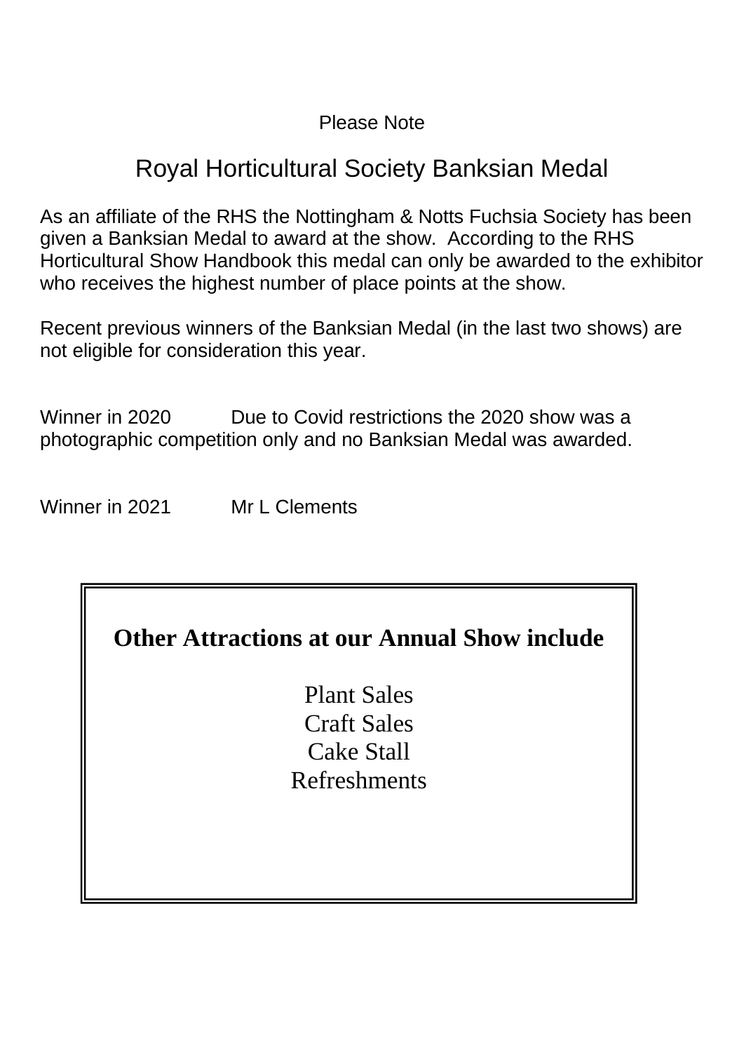Please Note

## Royal Horticultural Society Banksian Medal

As an affiliate of the RHS the Nottingham & Notts Fuchsia Society has been given a Banksian Medal to award at the show. According to the RHS Horticultural Show Handbook this medal can only be awarded to the exhibitor who receives the highest number of place points at the show.

Recent previous winners of the Banksian Medal (in the last two shows) are not eligible for consideration this year.

Winner in 2020 Due to Covid restrictions the 2020 show was a photographic competition only and no Banksian Medal was awarded.

Winner in 2021 Mr L Clements

**Other Attractions at our Annual Show include**

Plant Sales
Craft Sales
Cake Stall
Refreshments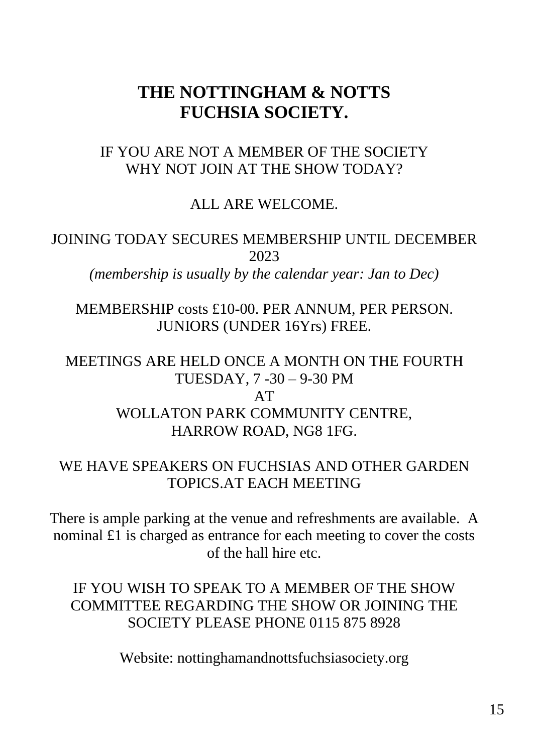# THE NOTTINGHAM & NOTTS FUCHSIA SOCIETY.

IF YOU ARE NOT A MEMBER OF THE SOCIETY WHY NOT JOIN AT THE SHOW TODAY?

ALL ARE WELCOME.

JOINING TODAY SECURES MEMBERSHIP UNTIL DECEMBER 2023
*(membership is usually by the calendar year: Jan to Dec)*

MEMBERSHIP costs £10-00. PER ANNUM, PER PERSON.
JUNIORS (UNDER 16Yrs) FREE.

MEETINGS ARE HELD ONCE A MONTH ON THE FOURTH TUESDAY, 7 -30 – 9-30 PM
AT
WOLLATON PARK COMMUNITY CENTRE,
HARROW ROAD, NG8 1FG.

WE HAVE SPEAKERS ON FUCHSIAS AND OTHER GARDEN TOPICS.AT EACH MEETING

There is ample parking at the venue and refreshments are available. A nominal £1 is charged as entrance for each meeting to cover the costs of the hall hire etc.

IF YOU WISH TO SPEAK TO A MEMBER OF THE SHOW COMMITTEE REGARDING THE SHOW OR JOINING THE SOCIETY PLEASE PHONE 0115 875 8928

Website: nottinghamandnottsfuchsiasociety.org